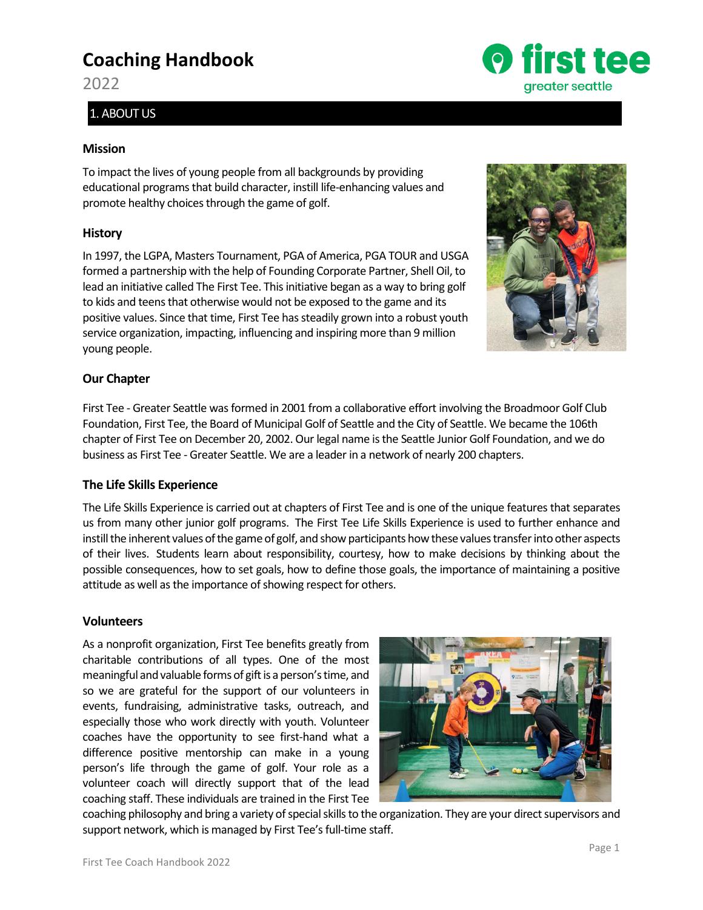# Coaching Handbook

2022

## 1. ABOUT US

### Mission

To impact the lives of young people from all backgrounds by providing educational programs that build character, instill life-enhancing values and promote healthy choices through the game of golf.

### History

In 1997, the LGPA, Masters Tournament, PGA of America, PGA TOUR and USGA formed a partnership with the help of Founding Corporate Partner, Shell Oil, to lead an initiative called The First Tee. This initiative began as a way to bring golf to kids and teens that otherwise would not be exposed to the game and its positive values. Since that time, First Tee has steadily grown into a robust youth service organization, impacting, influencing and inspiring more than 9 million young people.

### Our Chapter

First Tee - Greater Seattle was formed in 2001 from a collaborative effort involving the Broadmoor Golf Club Foundation, First Tee, the Board of Municipal Golf of Seattle and the City of Seattle. We became the 106th chapter of First Tee on December 20, 2002. Our legal name is the Seattle Junior Golf Foundation, and we do business as First Tee - Greater Seattle. We are a leader in a network of nearly 200 chapters.

### The Life Skills Experience

The Life Skills Experience is carried out at chapters of First Tee and is one of the unique features that separates us from many other junior golf programs. The First Tee Life Skills Experience is used to further enhance and instill the inherent values of the game of golf, and show participants how these values transfer into other aspects of their lives. Students learn about responsibility, courtesy, how to make decisions by thinking about the possible consequences, how to set goals, how to define those goals, the importance of maintaining a positive attitude as well as the importance of showing respect for others.

### Volunteers

As a nonprofit organization, First Tee benefits greatly from charitable contributions of all types. One of the most meaningful and valuable forms of gift is a person's time, and so we are grateful for the support of our volunteers in events, fundraising, administrative tasks, outreach, and especially those who work directly with youth. Volunteer coaches have the opportunity to see first-hand what a difference positive mentorship can make in a young person's life through the game of golf. Your role as a volunteer coach will directly support that of the lead coaching staff. These individuals are trained in the First Tee coaching philosophy and bring a variety of special skills to the organization. They are your direct supervisors and support network, which is managed by First Tee's full-time staff.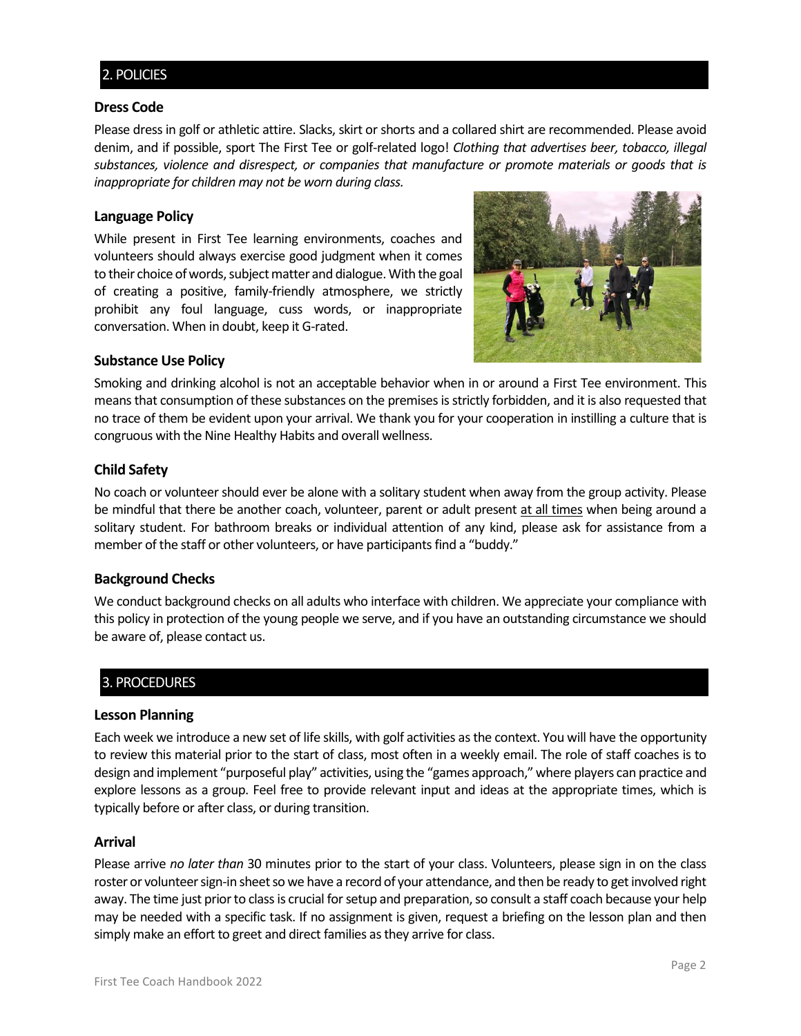## 2. POLICIES

### Dress Code

Please dress in golf or athletic attire. Slacks, skirt or shorts and a collared shirt are recommended. Please avoid denim, and if possible, sport The First Tee or golf-related logo! *Clothing that advertises beer, tobacco, illegal substances, violence and disrespect, or companies that manufacture or promote materials or goods that is inappropriate for children may not be worn during class.*

### Language Policy

While present in First Tee learning environments, coaches and volunteers should always exercise good judgment when it comes to their choice of words, subject matter and dialogue. With the goal of creating a positive, family-friendly atmosphere, we strictly prohibit any foul language, cuss words, or inappropriate conversation. When in doubt, keep it G-rated.

### Substance Use Policy

Smoking and drinking alcohol is not an acceptable behavior when in or around a First Tee environment. This means that consumption of these substances on the premises is strictly forbidden, and it is also requested that no trace of them be evident upon your arrival. We thank you for your cooperation in instilling a culture that is congruous with the Nine Healthy Habits and overall wellness.

### Child Safety

No coach or volunteer should ever be alone with a solitary student when away from the group activity. Please be mindful that there be another coach, volunteer, parent or adult present <u>at all times</u> when being around a solitary student. For bathroom breaks or individual attention of any kind, please ask for assistance from a member of the staff or other volunteers, or have participants find a "buddy."

### Background Checks

We conduct background checks on all adults who interface with children. We appreciate your compliance with this policy in protection of the young people we serve, and if you have an outstanding circumstance we should be aware of, please contact us.

## 3. PROCEDURES

### Lesson Planning

Each week we introduce a new set of life skills, with golf activities as the context. You will have the opportunity to review this material prior to the start of class, most often in a weekly email. The role of staff coaches is to design and implement "purposeful play" activities, using the "games approach," where players can practice and explore lessons as a group. Feel free to provide relevant input and ideas at the appropriate times, which is typically before or after class, or during transition.

### Arrival

Please arrive *no later than* 30 minutes prior to the start of your class. Volunteers, please sign in on the class roster or volunteer sign-in sheet so we have a record of your attendance, and then be ready to get involved right away. The time just prior to class is crucial for setup and preparation, so consult a staff coach because your help may be needed with a specific task. If no assignment is given, request a briefing on the lesson plan and then simply make an effort to greet and direct families as they arrive for class.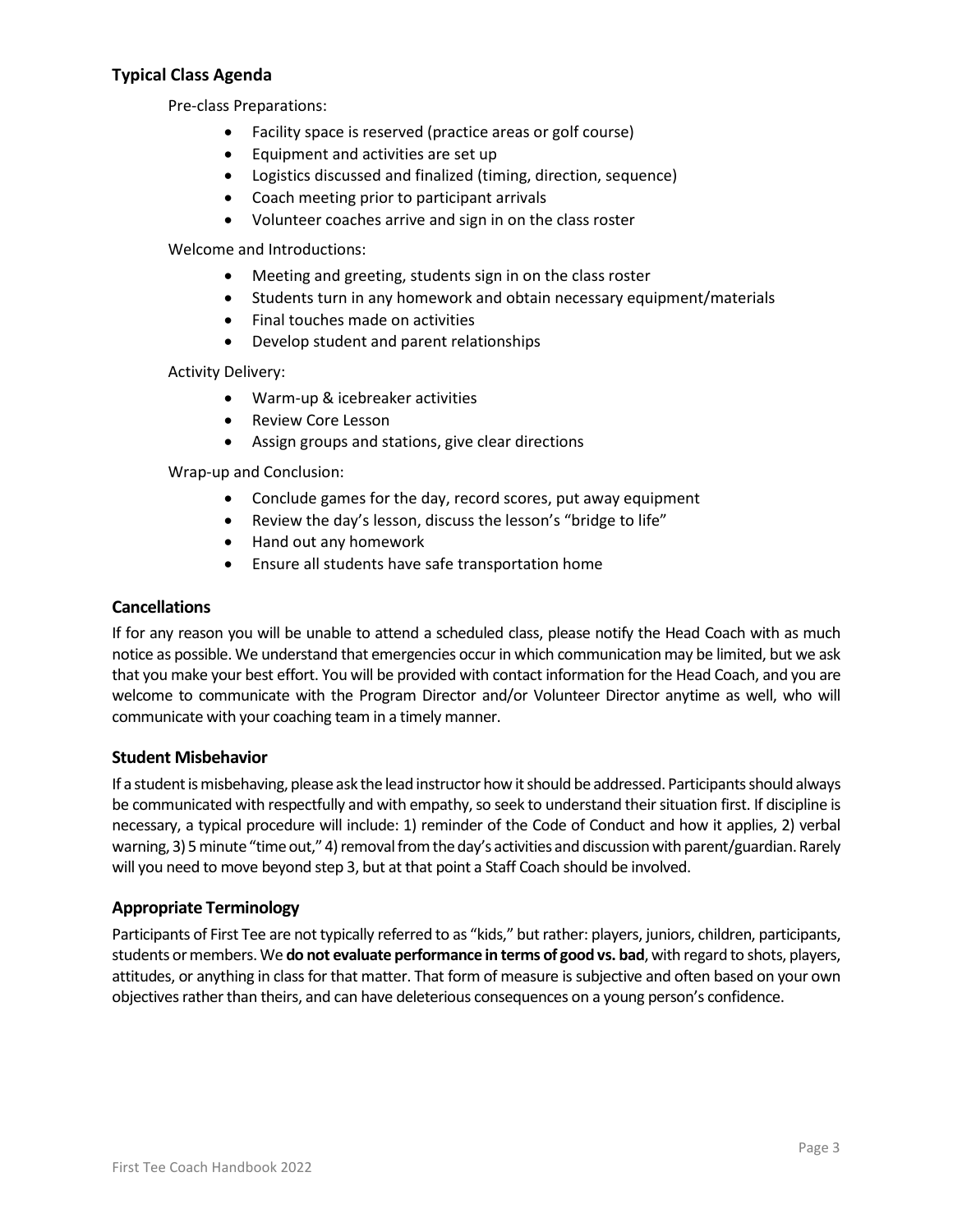### Typical Class Agenda

Pre-class Preparations:

- Facility space is reserved (practice areas or golf course)
- Equipment and activities are set up
- Logistics discussed and finalized (timing, direction, sequence)
- Coach meeting prior to participant arrivals
- Volunteer coaches arrive and sign in on the class roster

Welcome and Introductions:

- Meeting and greeting, students sign in on the class roster
- Students turn in any homework and obtain necessary equipment/materials
- Final touches made on activities
- Develop student and parent relationships

Activity Delivery:

- Warm-up & icebreaker activities
- Review Core Lesson
- Assign groups and stations, give clear directions

Wrap-up and Conclusion:

- Conclude games for the day, record scores, put away equipment
- Review the day's lesson, discuss the lesson's "bridge to life"
- Hand out any homework
- Ensure all students have safe transportation home

### Cancellations

If for any reason you will be unable to attend a scheduled class, please notify the Head Coach with as much notice as possible. We understand that emergencies occur in which communication may be limited, but we ask that you make your best effort. You will be provided with contact information for the Head Coach, and you are welcome to communicate with the Program Director and/or Volunteer Director anytime as well, who will communicate with your coaching team in a timely manner.

### Student Misbehavior

If a student is misbehaving, please ask the lead instructor how it should be addressed. Participants should always be communicated with respectfully and with empathy, so seek to understand their situation first. If discipline is necessary, a typical procedure will include: 1) reminder of the Code of Conduct and how it applies, 2) verbal warning, 3) 5 minute "time out," 4) removal from the day's activities and discussion with parent/guardian. Rarely will you need to move beyond step 3, but at that point a Staff Coach should be involved.

### Appropriate Terminology

Participants of First Tee are not typically referred to as "kids," but rather: players, juniors, children, participants, students or members. We **do not evaluate performance in terms of good vs. bad**, with regard to shots, players, attitudes, or anything in class for that matter. That form of measure is subjective and often based on your own objectives rather than theirs, and can have deleterious consequences on a young person's confidence.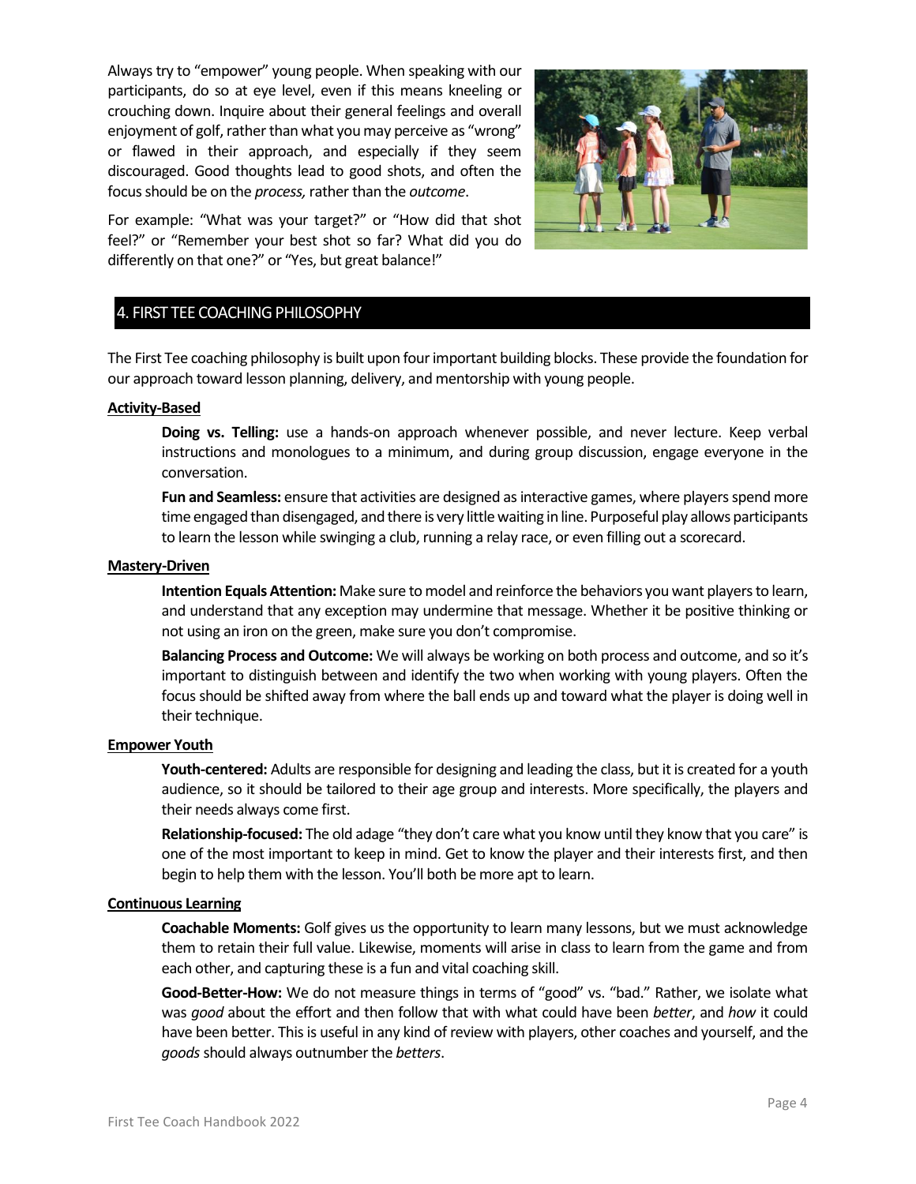Always try to "empower" young people. When speaking with our participants, do so at eye level, even if this means kneeling or crouching down. Inquire about their general feelings and overall enjoyment of golf, rather than what you may perceive as "wrong" or flawed in their approach, and especially if they seem discouraged. Good thoughts lead to good shots, and often the focus should be on the *process,* rather than the *outcome*.

For example: "What was your target?" or "How did that shot feel?" or "Remember your best shot so far? What did you do differently on that one?" or "Yes, but great balance!"

## 4. FIRST TEE COACHING PHILOSOPHY

The First Tee coaching philosophy is built upon four important building blocks. These provide the foundation for our approach toward lesson planning, delivery, and mentorship with young people.

### Activity-Based

**Doing vs. Telling:** use a hands-on approach whenever possible, and never lecture. Keep verbal instructions and monologues to a minimum, and during group discussion, engage everyone in the conversation.

**Fun and Seamless:** ensure that activities are designed as interactive games, where players spend more time engaged than disengaged, and there is very little waiting in line. Purposeful play allows participants to learn the lesson while swinging a club, running a relay race, or even filling out a scorecard.

### Mastery-Driven

**Intention Equals Attention:** Make sure to model and reinforce the behaviors you want players to learn, and understand that any exception may undermine that message. Whether it be positive thinking or not using an iron on the green, make sure you don't compromise.

**Balancing Process and Outcome:** We will always be working on both process and outcome, and so it's important to distinguish between and identify the two when working with young players. Often the focus should be shifted away from where the ball ends up and toward what the player is doing well in their technique.

### Empower Youth

**Youth-centered:** Adults are responsible for designing and leading the class, but it is created for a youth audience, so it should be tailored to their age group and interests. More specifically, the players and their needs always come first.

**Relationship-focused:** The old adage "they don't care what you know until they know that you care" is one of the most important to keep in mind. Get to know the player and their interests first, and then begin to help them with the lesson. You'll both be more apt to learn.

### Continuous Learning

**Coachable Moments:** Golf gives us the opportunity to learn many lessons, but we must acknowledge them to retain their full value. Likewise, moments will arise in class to learn from the game and from each other, and capturing these is a fun and vital coaching skill.

**Good-Better-How:** We do not measure things in terms of "good" vs. "bad." Rather, we isolate what was *good* about the effort and then follow that with what could have been *better*, and *how* it could have been better. This is useful in any kind of review with players, other coaches and yourself, and the *goods* should always outnumber the *betters*.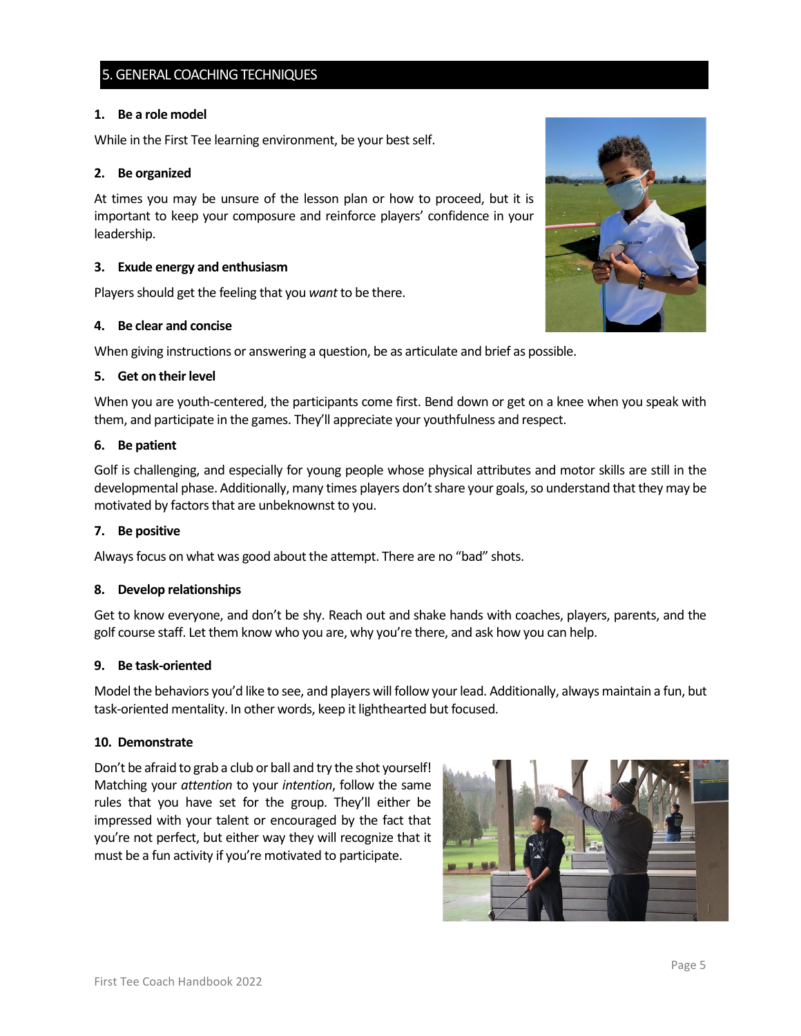## 5. GENERAL COACHING TECHNIQUES

**1. Be a role model**

While in the First Tee learning environment, be your best self.

**2. Be organized**

At times you may be unsure of the lesson plan or how to proceed, but it is important to keep your composure and reinforce players' confidence in your leadership.

**3. Exude energy and enthusiasm**

Players should get the feeling that you *want* to be there.

**4. Be clear and concise**

When giving instructions or answering a question, be as articulate and brief as possible.

**5. Get on their level**

When you are youth-centered, the participants come first. Bend down or get on a knee when you speak with them, and participate in the games. They'll appreciate your youthfulness and respect.

**6. Be patient**

Golf is challenging, and especially for young people whose physical attributes and motor skills are still in the developmental phase. Additionally, many times players don't share your goals, so understand that they may be motivated by factors that are unbeknownst to you.

**7. Be positive**

Always focus on what was good about the attempt. There are no "bad" shots.

**8. Develop relationships**

Get to know everyone, and don't be shy. Reach out and shake hands with coaches, players, parents, and the golf course staff. Let them know who you are, why you're there, and ask how you can help.

**9. Be task-oriented**

Model the behaviors you'd like to see, and players will follow your lead. Additionally, always maintain a fun, but task-oriented mentality. In other words, keep it lighthearted but focused.

**10. Demonstrate**

Don't be afraid to grab a club or ball and try the shot yourself! Matching your *attention* to your *intention*, follow the same rules that you have set for the group. They'll either be impressed with your talent or encouraged by the fact that you're not perfect, but either way they will recognize that it must be a fun activity if you're motivated to participate.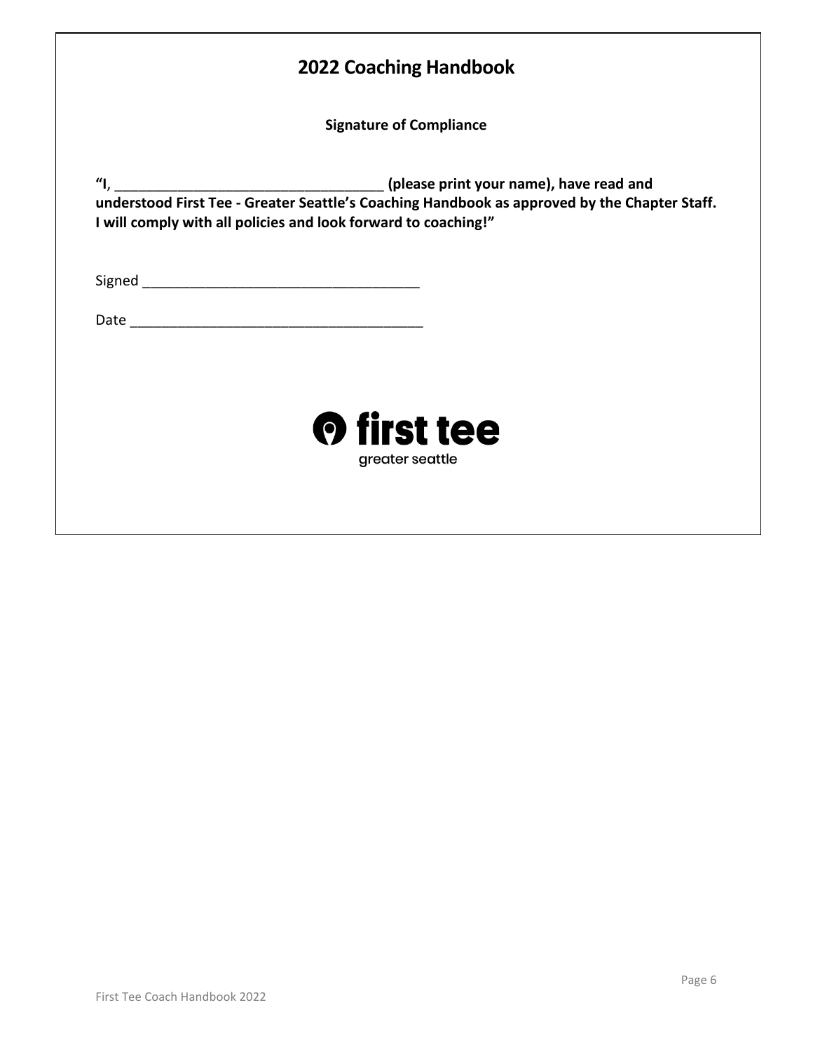# 2022 Coaching Handbook

**Signature of Compliance**

**"I, ___________________________________ (please print your name), have read and understood First Tee - Greater Seattle's Coaching Handbook as approved by the Chapter Staff. I will comply with all policies and look forward to coaching!"**

Signed ___________________________________

Date ______________________________________

first tee
greater seattle